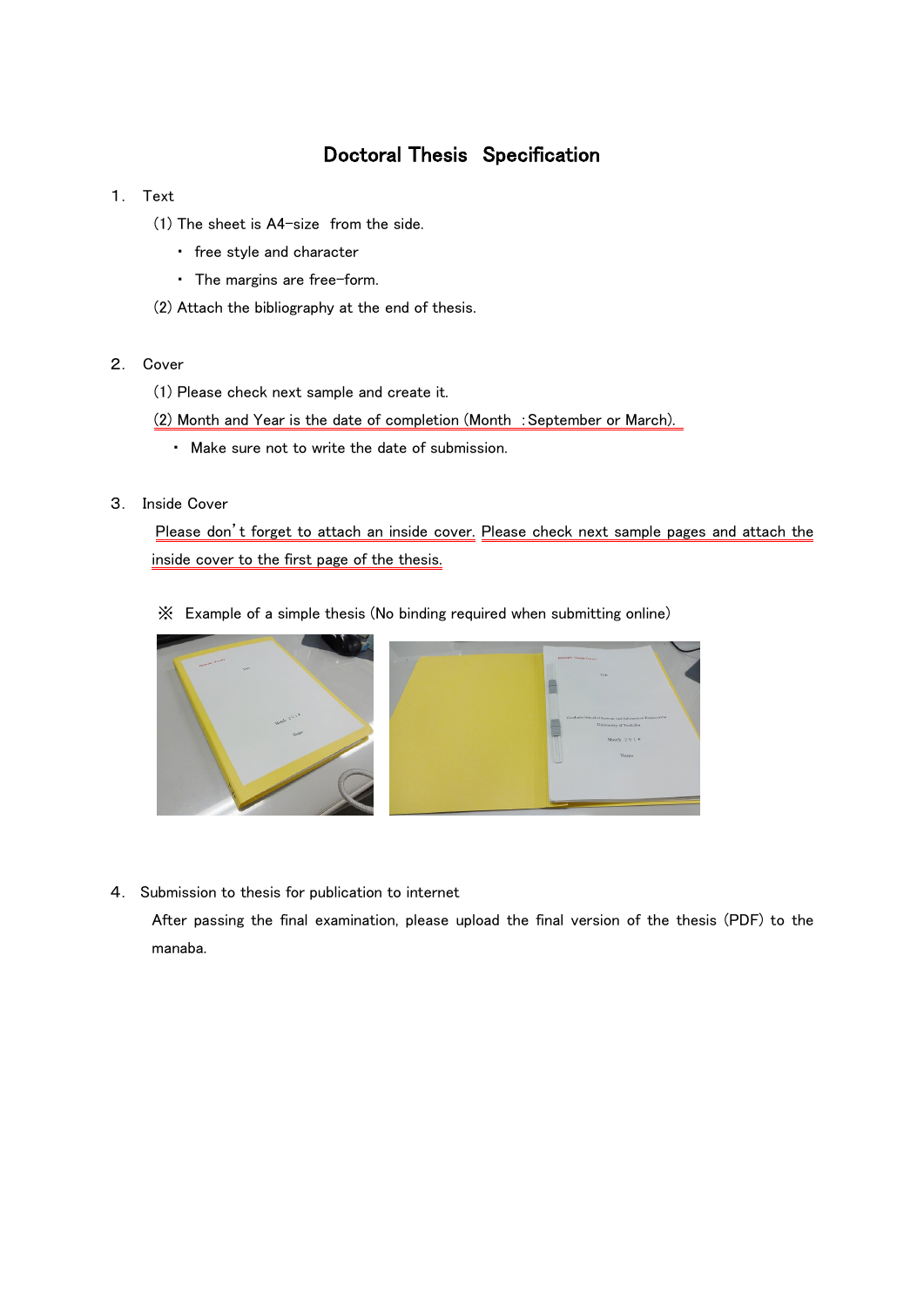# Doctoral Thesis Specification

1. Text
   (1) The sheet is A4-size from the side.
   - free style and character
   - The margins are free-form.

   (2) Attach the bibliography at the end of thesis.

2. Cover
   (1) Please check next sample and create it.
   (2) Month and Year is the date of completion (Month : September or March).
   - Make sure not to write the date of submission.

3. Inside Cover
   Please don't forget to attach an inside cover. Please check next sample pages and attach the inside cover to the first page of the thesis.

   ※ Example of a simple thesis (No binding required when submitting online)

4. Submission to thesis for publication to internet
   After passing the final examination, please upload the final version of the thesis (PDF) to the manaba.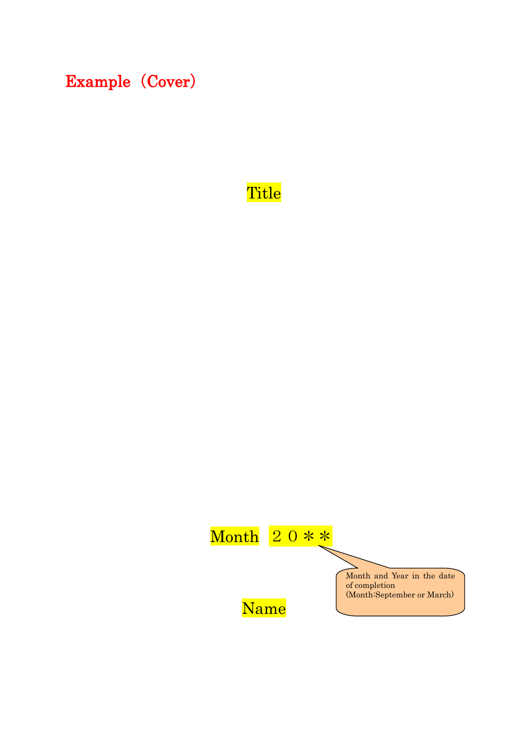**Example（Cover）**

Title

Month　２０＊＊

Month and Year in the date of completion
(Month:September or March)

Name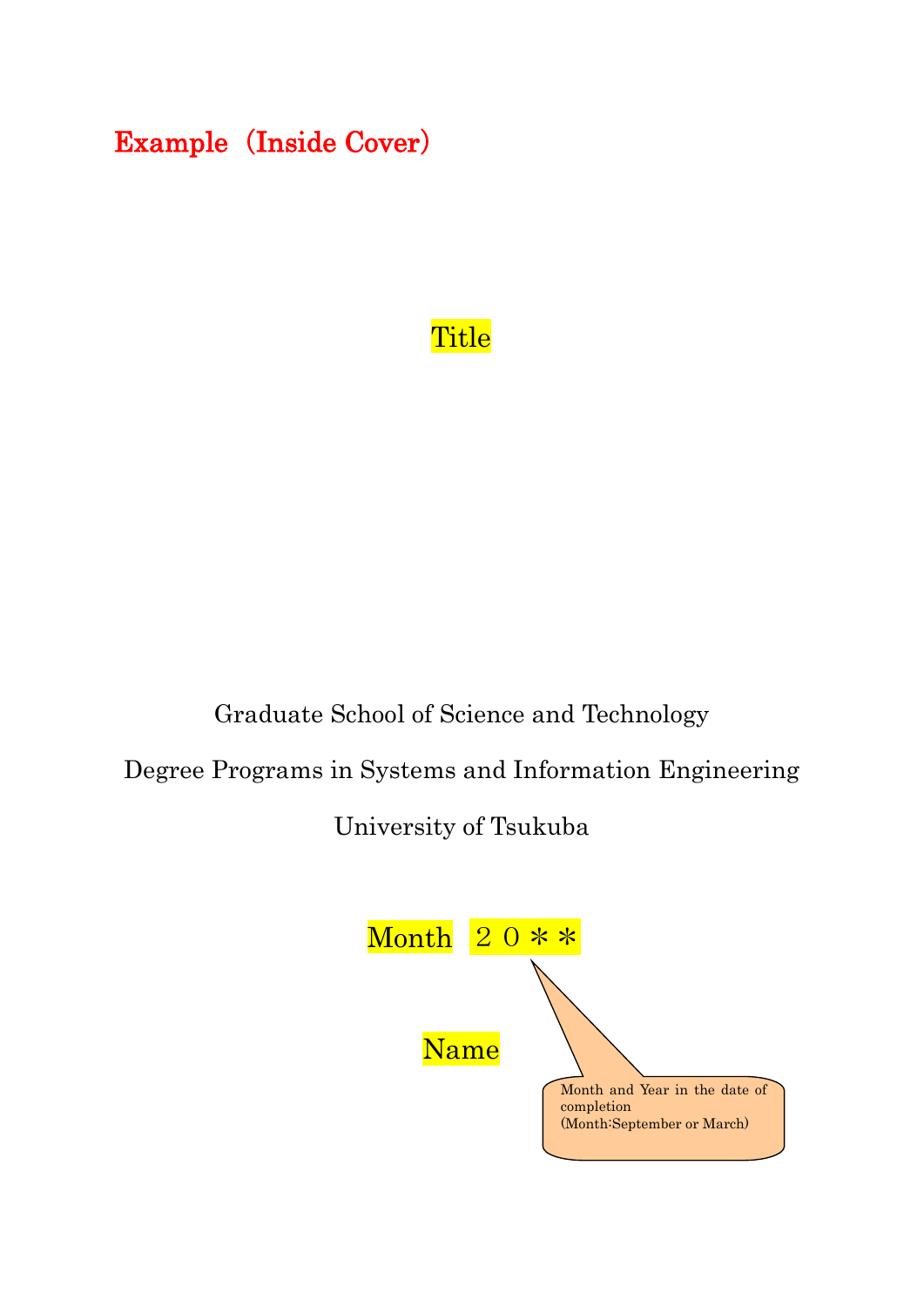**Example（Inside Cover）**

Title

Graduate School of Science and Technology

Degree Programs in Systems and Information Engineering

University of Tsukuba

Month　２０＊＊

Name

Month and Year in the date of completion
(Month:September or March)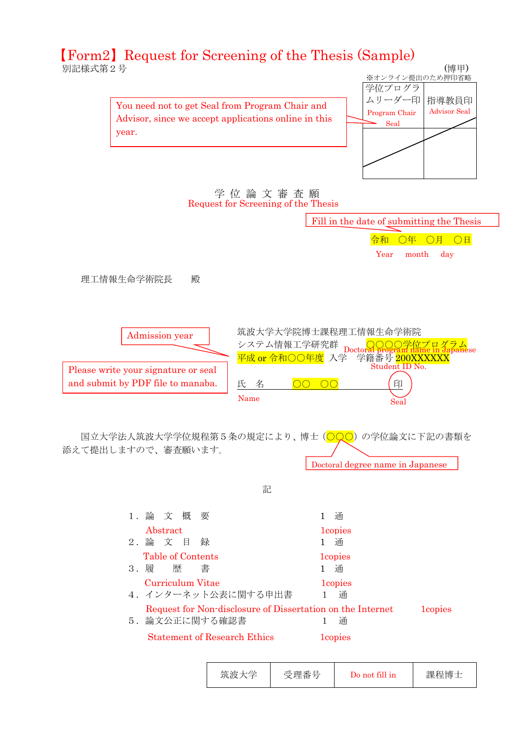# 【Form2】Request for Screening of the Thesis (Sample)

別記様式第２号

(博甲)

※オンライン提出のため押印省略

You need not to get Seal from Program Chair and Advisor, since we accept applications online in this year.

| 学位プログラムリーダー印 Program Chair Seal | 指導教員印 Advisor Seal |
|---|---|
| | |

学 位 論 文 審 査 願

Request for Screening of the Thesis

Fill in the date of submitting the Thesis

令和　○年　○月　○日

Year　month　day

理工情報生命学術院長　　殿

Admission year

Please write your signature or seal and submit by PDF file to manaba.

筑波大学大学院博士課程理工情報生命学術院

システム情報工学研究群　○○○○学位プログラム (Doctoral program name in Japanese)

平成 or 令和○○年度　入学　学籍番号 200XXXXXX (Student ID No.)

氏　名　○○　○○　　印

Name　　Seal

国立大学法人筑波大学学位規程第５条の規定により、博士（○○○）の学位論文に下記の書類を添えて提出しますので、審査願います。

Doctoral degree name in Japanese

記

1．論　文　概　要　　1　通
　Abstract　　1copies

2．論　文　目　録　　1　通
　Table of Contents　　1copies

3．履　　歴　　書　　1　通
　Curriculum Vitae　　1copies

4．インターネット公表に関する申出書　　1　通
　Request for Non-disclosure of Dissertation on the Internet　　1copies

5．論文公正に関する確認書　　1　通
　Statement of Research Ethics　　1copies

| 筑波大学 | 受理番号 | Do not fill in | 課程博士 |
|---|---|---|---|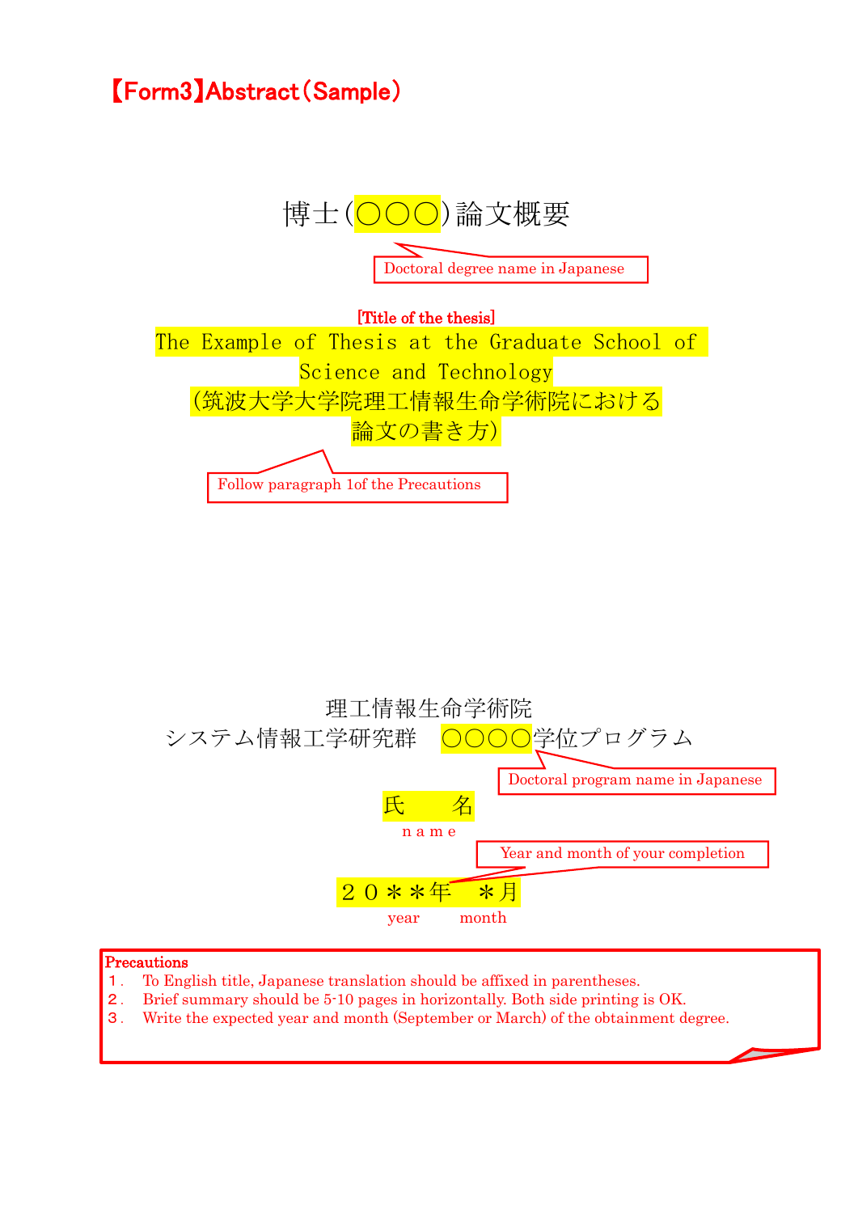# 【Form3】Abstract（Sample）

博士(○○○)論文概要

Doctoral degree name in Japanese

**[Title of the thesis]**

The Example of Thesis at the Graduate School of Science and Technology

(筑波大学大学院理工情報生命学術院における論文の書き方)

Follow paragraph 1of the Precautions

理工情報生命学術院

システム情報工学研究群　○○○○学位プログラム

Doctoral program name in Japanese

氏　　名

name

Year and month of your completion

２０＊＊年　＊月

year　　month

**Precautions**

1. To English title, Japanese translation should be affixed in parentheses.
2. Brief summary should be 5-10 pages in horizontally. Both side printing is OK.
3. Write the expected year and month (September or March) of the obtainment degree.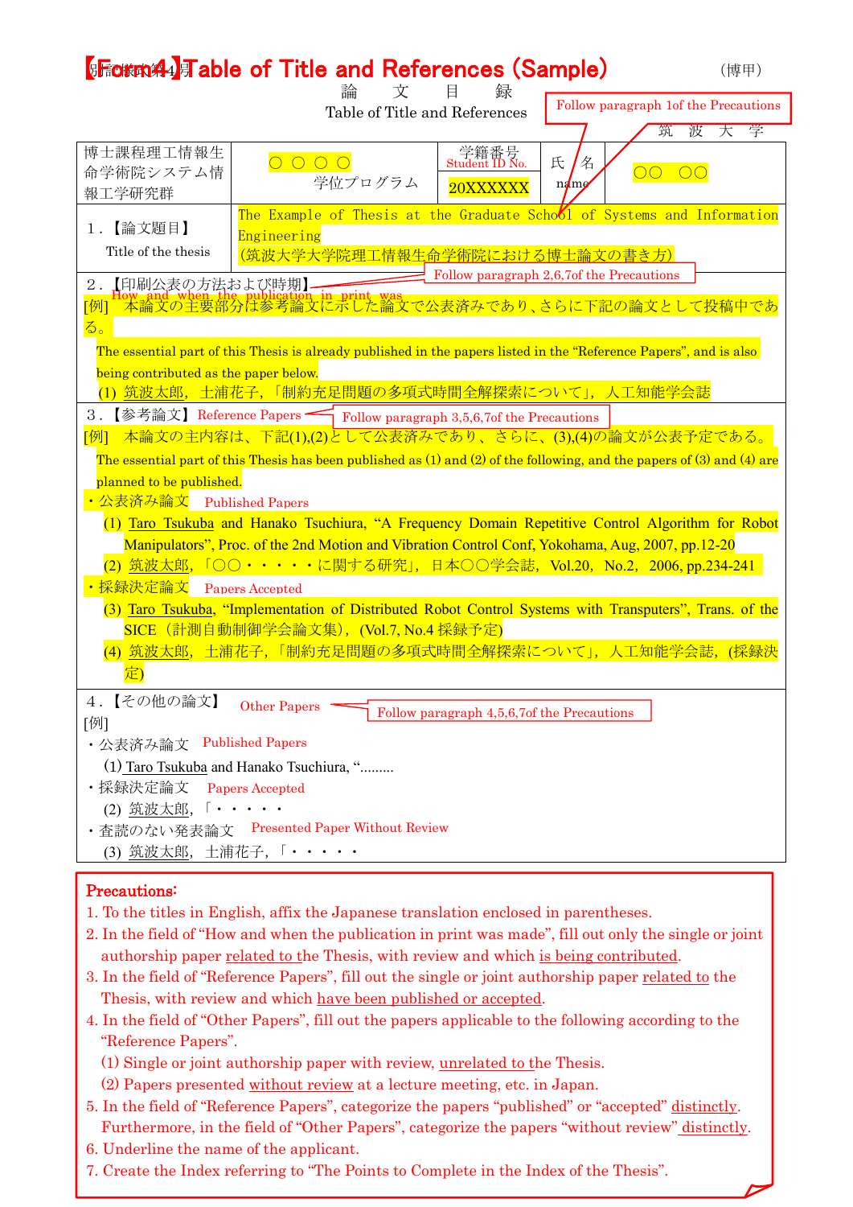# 【Form4】Table of Title and References (Sample)

（博甲）

論　文　目　録

Table of Title and References

Follow paragraph 1of the Precautions

筑　波　大　学

| 博士課程理工情報生命学術院システム情報工学研究群 | ○○○○ 学位プログラム | 学籍番号 Student ID No. 20XXXXXX | 氏　名 name | ○○　○○ |
|---|---|---|---|---|

**1．【論文題目】** Title of the thesis

The Example of Thesis at the Graduate School of Systems and Information Engineering
（筑波大学大学院理工情報生命学術院における博士論文の書き方）

**2．【印刷公表の方法および時期】** How and when the publication in print was　— Follow paragraph 2,6,7of the Precautions

[例]　本論文の主要部分は参考論文に示した論文で公表済みであり、さらに下記の論文として投稿中である。

The essential part of this Thesis is already published in the papers listed in the “Reference Papers”, and is also being contributed as the paper below.

(1) 筑波太郎，土浦花子，「制約充足問題の多項式時間全解探索について」，人工知能学会誌

**3．【参考論文】** Reference Papers　— Follow paragraph 3,5,6,7of the Precautions

[例]　本論文の主内容は、下記(1),(2)として公表済みであり、さらに、(3),(4)の論文が公表予定である。

The essential part of this Thesis has been published as (1) and (2) of the following, and the papers of (3) and (4) are planned to be published.

・公表済み論文　Published Papers

(1) Taro Tsukuba and Hanako Tsuchiura, “A Frequency Domain Repetitive Control Algorithm for Robot Manipulators”, Proc. of the 2nd Motion and Vibration Control Conf, Yokohama, Aug, 2007, pp.12-20

(2) 筑波太郎，「○○・・・・・に関する研究」，日本○○学会誌，Vol.20，No.2，2006, pp.234-241

・採録決定論文　Papers Accepted

(3) Taro Tsukuba, “Implementation of Distributed Robot Control Systems with Transputers”, Trans. of the SICE（計測自動制御学会論文集），(Vol.7, No.4 採録予定)

(4) 筑波太郎，土浦花子，「制約充足問題の多項式時間全解探索について」，人工知能学会誌，(採録決定)

**4．【その他の論文】** Other Papers　— Follow paragraph 4,5,6,7of the Precautions

[例]

・公表済み論文　Published Papers

(1) Taro Tsukuba and Hanako Tsuchiura, “.........

・採録決定論文　Papers Accepted

(2) 筑波太郎，「・・・・・

・査読のない発表論文　Presented Paper Without Review

(3) 筑波太郎，土浦花子，「・・・・・

**Precautions:**

1. To the titles in English, affix the Japanese translation enclosed in parentheses.
2. In the field of “How and when the publication in print was made”, fill out only the single or joint authorship paper related to the Thesis, with review and which is being contributed.
3. In the field of “Reference Papers”, fill out the single or joint authorship paper related to the Thesis, with review and which have been published or accepted.
4. In the field of “Other Papers”, fill out the papers applicable to the following according to the “Reference Papers”.
   (1) Single or joint authorship paper with review, unrelated to the Thesis.
   (2) Papers presented without review at a lecture meeting, etc. in Japan.
5. In the field of “Reference Papers”, categorize the papers “published” or “accepted” distinctly. Furthermore, in the field of “Other Papers”, categorize the papers “without review” distinctly.
6. Underline the name of the applicant.
7. Create the Index referring to “The Points to Complete in the Index of the Thesis”.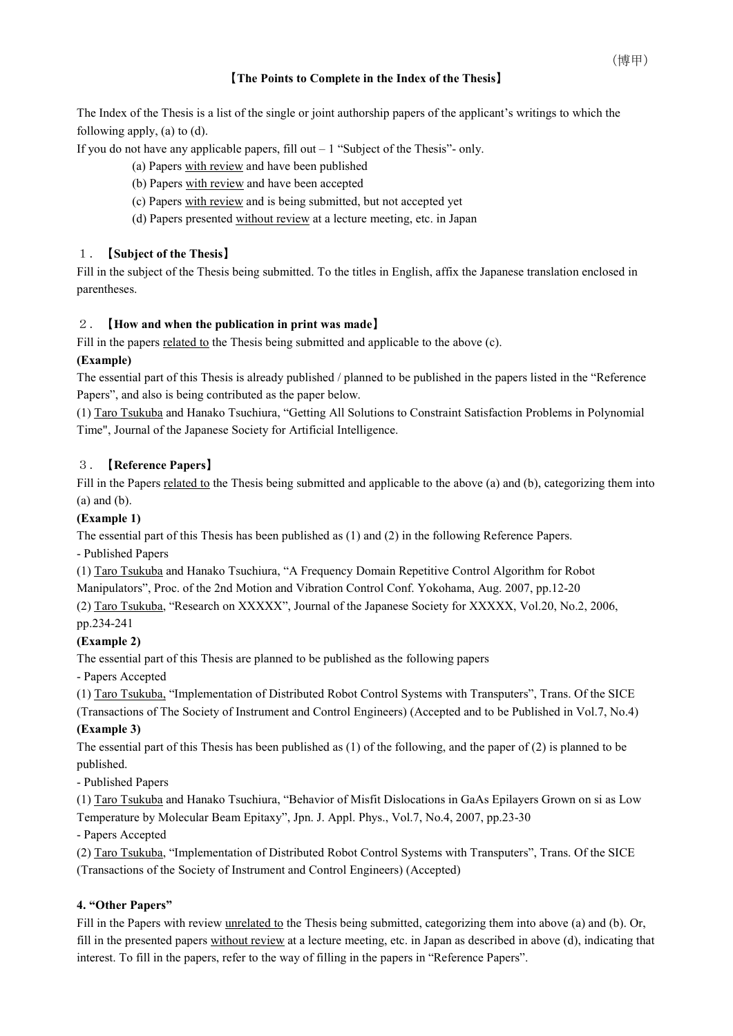（博甲）

## 【The Points to Complete in the Index of the Thesis】

The Index of the Thesis is a list of the single or joint authorship papers of the applicant's writings to which the following apply, (a) to (d).

If you do not have any applicable papers, fill out – 1 "Subject of the Thesis"- only.

(a) Papers <u>with review</u> and have been published

(b) Papers <u>with review</u> and have been accepted

(c) Papers <u>with review</u> and is being submitted, but not accepted yet

(d) Papers presented <u>without review</u> at a lecture meeting, etc. in Japan

### １．【Subject of the Thesis】

Fill in the subject of the Thesis being submitted. To the titles in English, affix the Japanese translation enclosed in parentheses.

### ２．【How and when the publication in print was made】

Fill in the papers <u>related to</u> the Thesis being submitted and applicable to the above (c).

**(Example)**

The essential part of this Thesis is already published / planned to be published in the papers listed in the "Reference Papers", and also is being contributed as the paper below.

(1) <u>Taro Tsukuba</u> and Hanako Tsuchiura, "Getting All Solutions to Constraint Satisfaction Problems in Polynomial Time", Journal of the Japanese Society for Artificial Intelligence.

### ３．【Reference Papers】

Fill in the Papers <u>related to</u> the Thesis being submitted and applicable to the above (a) and (b), categorizing them into (a) and (b).

**(Example 1)**

The essential part of this Thesis has been published as (1) and (2) in the following Reference Papers.

- Published Papers

(1) <u>Taro Tsukuba</u> and Hanako Tsuchiura, "A Frequency Domain Repetitive Control Algorithm for Robot Manipulators", Proc. of the 2nd Motion and Vibration Control Conf. Yokohama, Aug. 2007, pp.12-20

(2) <u>Taro Tsukuba</u>, "Research on XXXXX", Journal of the Japanese Society for XXXXX, Vol.20, No.2, 2006, pp.234-241

**(Example 2)**

The essential part of this Thesis are planned to be published as the following papers

- Papers Accepted

(1) <u>Taro Tsukuba,</u> "Implementation of Distributed Robot Control Systems with Transputers", Trans. Of the SICE (Transactions of The Society of Instrument and Control Engineers) (Accepted and to be Published in Vol.7, No.4)

**(Example 3)**

The essential part of this Thesis has been published as (1) of the following, and the paper of (2) is planned to be published.

- Published Papers

(1) <u>Taro Tsukuba</u> and Hanako Tsuchiura, "Behavior of Misfit Dislocations in GaAs Epilayers Grown on si as Low Temperature by Molecular Beam Epitaxy", Jpn. J. Appl. Phys., Vol.7, No.4, 2007, pp.23-30

- Papers Accepted

(2) <u>Taro Tsukuba</u>, "Implementation of Distributed Robot Control Systems with Transputers", Trans. Of the SICE (Transactions of the Society of Instrument and Control Engineers) (Accepted)

### 4. "Other Papers"

Fill in the Papers with review <u>unrelated to</u> the Thesis being submitted, categorizing them into above (a) and (b). Or, fill in the presented papers <u>without review</u> at a lecture meeting, etc. in Japan as described in above (d), indicating that interest. To fill in the papers, refer to the way of filling in the papers in "Reference Papers".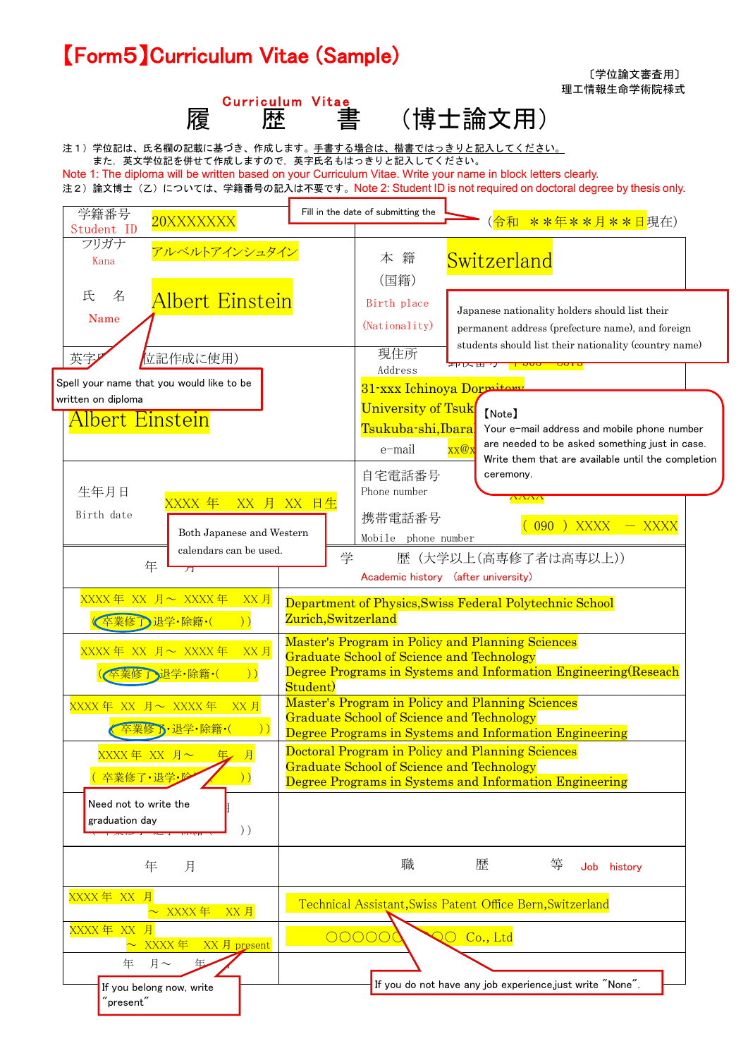# 【Form5】Curriculum Vitae (Sample)

〔学位論文審査用〕
理工情報生命学術院様式

## Curriculum Vitae
## 履　　歴　　書　（博士論文用）

注１）学位記は、氏名欄の記載に基づき、作成します。手書する場合は、楷書ではっきりと記入してください。
　　また，英文学位記を併せて作成しますので，英字氏名もはっきりと記入してください。
Note 1: The diploma will be written based on your Curriculum Vitae. Write your name in block letters clearly.
注２）論文博士（乙）については、学籍番号の記入は不要です。Note 2: Student ID is not required on doctoral degree by thesis only.

| | | | |
|---|---|---|---|
| 学籍番号 Student ID | 20XXXXXXX | Fill in the date of submitting the | （令和　＊＊年＊＊月＊＊日現在） |
| フリガナ Kana | アルベルトアインシュタイン | 本　籍（国籍） Birth place (Nationality) | Switzerland |
| 氏　名 Name | Albert Einstein | | Japanese nationality holders should list their permanent address (prefecture name), and foreign students should list their nationality (country name) |
| 英字氏名（学位記作成に使用） | Spell your name that you would like to be written on diploma | 現住所 Address | 郵便番号 〒305－8573 |
| | Albert Einstein | | 31-xxx Ichinoya Dormitory University of Tsukuba Tsukuba-shi,Ibaraki |
| | | e-mail | xx@x |
| | | | 【Note】 Your e-mail address and mobile phone number are needed to be asked something just in case. Write them that are available until the completion ceremony. |
| 生年月日 Birth date | XXXX 年　XX 月　XX 日生 | 自宅電話番号 Phone number | XXXX |
| | Both Japanese and Western calendars can be used. | 携帯電話番号 Mobile phone number | （090）XXXX － XXXX |

| 年　月 | 学　歴（大学以上(高専修了者は高専以上)） Academic history (after university) |
|---|---|
| XXXX 年 XX 月～ XXXX 年 XX 月 (卒業修了・退学・除籍・(　)) | Department of Physics,Swiss Federal Polytechnic School Zurich,Switzerland |
| XXXX 年 XX 月～ XXXX 年 XX 月 (卒業修了・退学・除籍・(　)) | Master's Program in Policy and Planning Sciences Graduate School of Science and Technology Degree Programs in Systems and Information Engineering(Reseach Student) |
| XXXX 年 XX 月～ XXXX 年 XX 月 (卒業修了・退学・除籍・(　)) | Master's Program in Policy and Planning Sciences Graduate School of Science and Technology Degree Programs in Systems and Information Engineering |
| XXXX 年 XX 月～　年　月 (卒業修了・退学・除籍・(　)) | Doctoral Program in Policy and Planning Sciences Graduate School of Science and Technology Degree Programs in Systems and Information Engineering |
| Need not to write the graduation day | |

| 年　月 | 職　歴　等 Job history |
|---|---|
| XXXX 年 XX 月 ～ XXXX 年 XX 月 | Technical Assistant,Swiss Patent Office Bern,Switzerland |
| XXXX 年 XX 月 ～ XXXX 年 XX 月 present | ○○○○○○○○○ Co., Ltd |
| 年　月～　年　月 | |

If you belong now, write "present"

If you do not have any job experience,just write "None".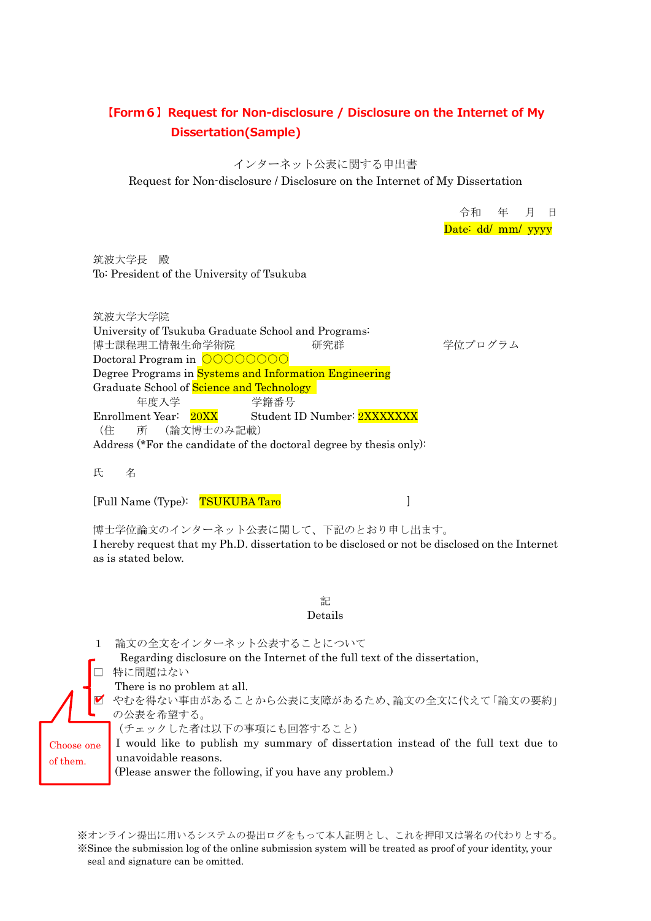# 【Form６】Request for Non-disclosure / Disclosure on the Internet of My Dissertation(Sample)

インターネット公表に関する申出書

Request for Non-disclosure / Disclosure on the Internet of My Dissertation

令和　　年　　月　　日

Date: dd/ mm/ yyyy

筑波大学長　殿

To: President of the University of Tsukuba

筑波大学大学院

University of Tsukuba Graduate School and Programs:

博士課程理工情報生命学術院　　　　　　研究群　　　　　　　学位プログラム

Doctoral Program in ○○○○○○○○

Degree Programs in Systems and Information Engineering

Graduate School of Science and Technology

年度入学　　　　　　学籍番号

Enrollment Year: 20XX　　　Student ID Number: 2XXXXXXX

（住　　所　（論文博士のみ記載）

Address (*For the candidate of the doctoral degree by thesis only):

氏　　名

[Full Name (Type): TSUKUBA Taro　　　　　　　　　　]

博士学位論文のインターネット公表に関して、下記のとおり申し出ます。

I hereby request that my Ph.D. dissertation to be disclosed or not be disclosed on the Internet as is stated below.

記

Details

1　論文の全文をインターネット公表することについて

Regarding disclosure on the Internet of the full text of the dissertation,

- ☐ 特に問題はない
  There is no problem at all.
- ☑ やむを得ない事由があることから公表に支障があるため、論文の全文に代えて「論文の要約」の公表を希望する。
  （チェックした者は以下の事項にも回答すること）
  I would like to publish my summary of dissertation instead of the full text due to unavoidable reasons.
  (Please answer the following, if you have any problem.)

Choose one of them.

※オンライン提出に用いるシステムの提出ログをもって本人証明とし、これを押印又は署名の代わりとする。

※Since the submission log of the online submission system will be treated as proof of your identity, your seal and signature can be omitted.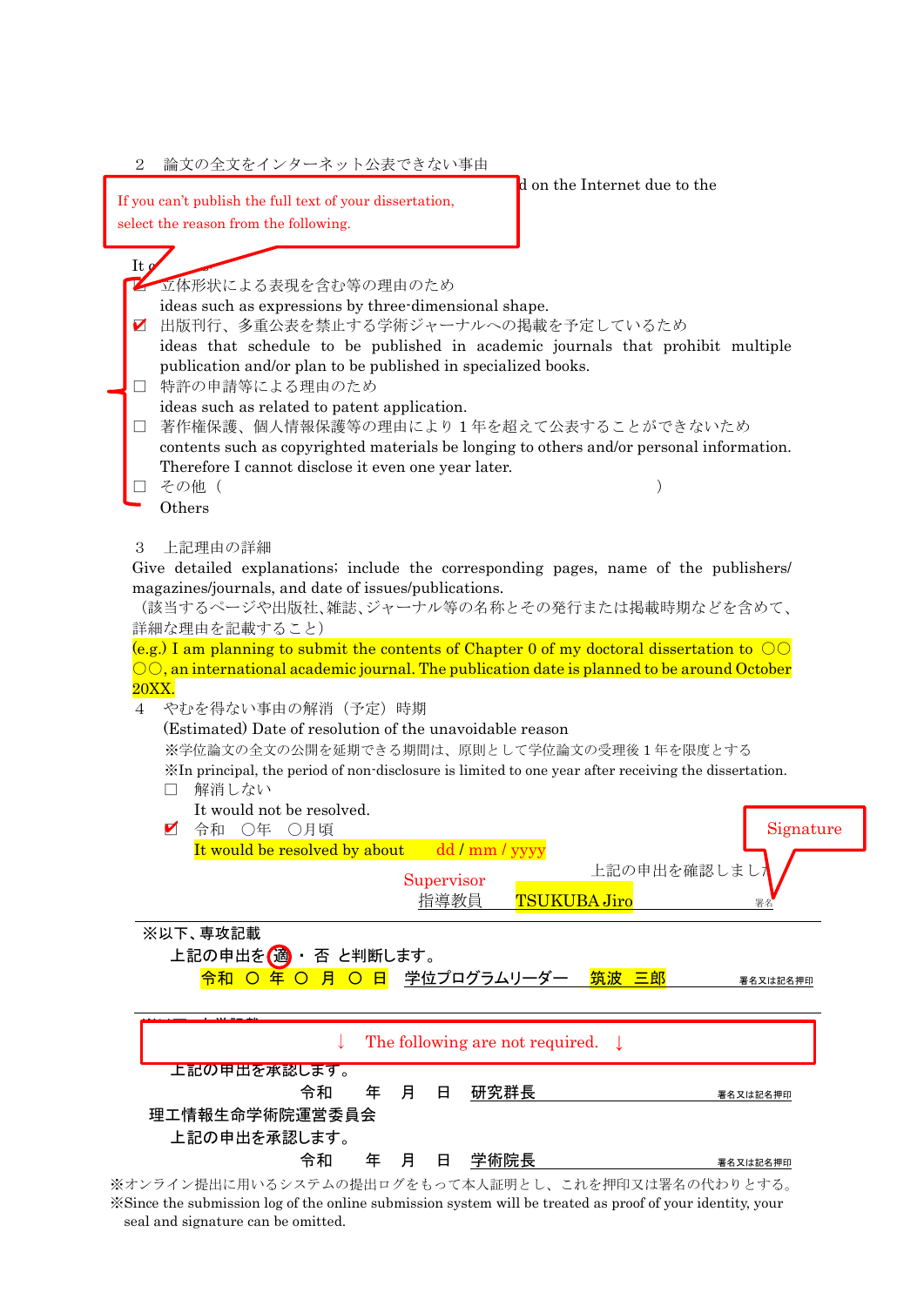2　論文の全文をインターネット公表できない事由

If you can't publish the full text of your dissertation, select the reason from the following.

d on the Internet due to the

It c

- ☐ 立体形状による表現を含む等の理由のため
  ideas such as expressions by three-dimensional shape.
- ☑ 出版刊行、多重公表を禁止する学術ジャーナルへの掲載を予定しているため
  ideas that schedule to be published in academic journals that prohibit multiple publication and/or plan to be published in specialized books.
- ☐ 特許の申請等による理由のため
  ideas such as related to patent application.
- ☐ 著作権保護、個人情報保護等の理由により 1 年を超えて公表することができないため
  contents such as copyrighted materials be longing to others and/or personal information. Therefore I cannot disclose it even one year later.
- ☐ その他（　　　　　　　　　　　　　　　　　　　　　　　）
  Others

3　上記理由の詳細

Give detailed explanations; include the corresponding pages, name of the publishers/ magazines/journals, and date of issues/publications.

（該当するページや出版社､雑誌､ジャーナル等の名称とその発行または掲載時期などを含めて、詳細な理由を記載すること）

(e.g.) I am planning to submit the contents of Chapter 0 of my doctoral dissertation to ○○○○, an international academic journal. The publication date is planned to be around October 20XX.

4　やむを得ない事由の解消（予定）時期

(Estimated) Date of resolution of the unavoidable reason

※学位論文の全文の公開を延期できる期間は、原則として学位論文の受理後 1 年を限度とする

※In principal, the period of non-disclosure is limited to one year after receiving the dissertation.

- ☐ 解消しない
  It would not be resolved.
- ☑ 令和　○年　○月頃
  It would be resolved by about　dd / mm / yyyy

上記の申出を確認しました。

Supervisor
指導教員　TSUKUBA Jiro　　署名 (Signature)

---

※以下、専攻記載

上記の申出を ⓐ適 ・ 否 と判断します。

令和 ○ 年 ○ 月 ○ 日　学位プログラムリーダー　筑波 三郎　　署名又は記名押印

---

↓ The following are not required. ↓

上記の申出を承認します。

令和　　年　　月　　日　研究群長　　　　　　署名又は記名押印

理工情報生命学術院運営委員会

上記の申出を承認します。

令和　　年　　月　　日　学術院長　　　　　　署名又は記名押印

※オンライン提出に用いるシステムの提出ログをもって本人証明とし、これを押印又は署名の代わりとする。

※Since the submission log of the online submission system will be treated as proof of your identity, your seal and signature can be omitted.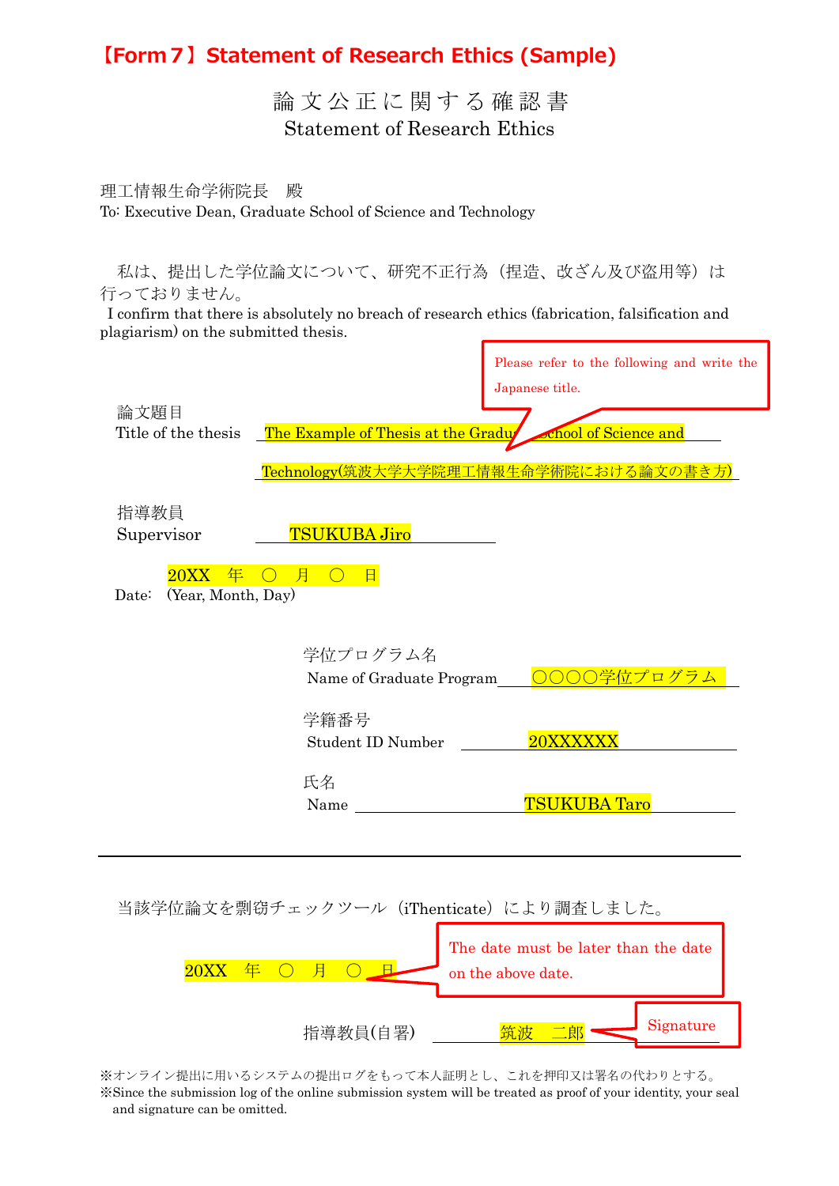# 【Form７】Statement of Research Ethics (Sample)

論 文 公 正 に 関 す る 確 認 書

Statement of Research Ethics

理工情報生命学術院長　殿

To: Executive Dean, Graduate School of Science and Technology

私は、提出した学位論文について、研究不正行為（捏造、改ざん及び盗用等）は行っておりません。

I confirm that there is absolutely no breach of research ethics (fabrication, falsification and plagiarism) on the submitted thesis.

Please refer to the following and write the Japanese title.

論文題目

Title of the thesis　The Example of Thesis at the Graduate School of Science and Technology(筑波大学大学院理工情報生命学術院における論文の書き方)

指導教員

Supervisor　TSUKUBA Jiro

20XX　年　〇　月　〇　日

Date:　(Year, Month, Day)

学位プログラム名

Name of Graduate Program　〇〇〇〇学位プログラム

学籍番号

Student ID Number　20XXXXXX

氏名

Name　TSUKUBA Taro

---

当該学位論文を剽窃チェックツール（iThenticate）により調査しました。

20XX　年　〇　月　〇　日

The date must be later than the date on the above date.

指導教員(自署)　筑波　二郎

Signature

※オンライン提出に用いるシステムの提出ログをもって本人証明とし、これを押印又は署名の代わりとする。

※Since the submission log of the online submission system will be treated as proof of your identity, your seal and signature can be omitted.